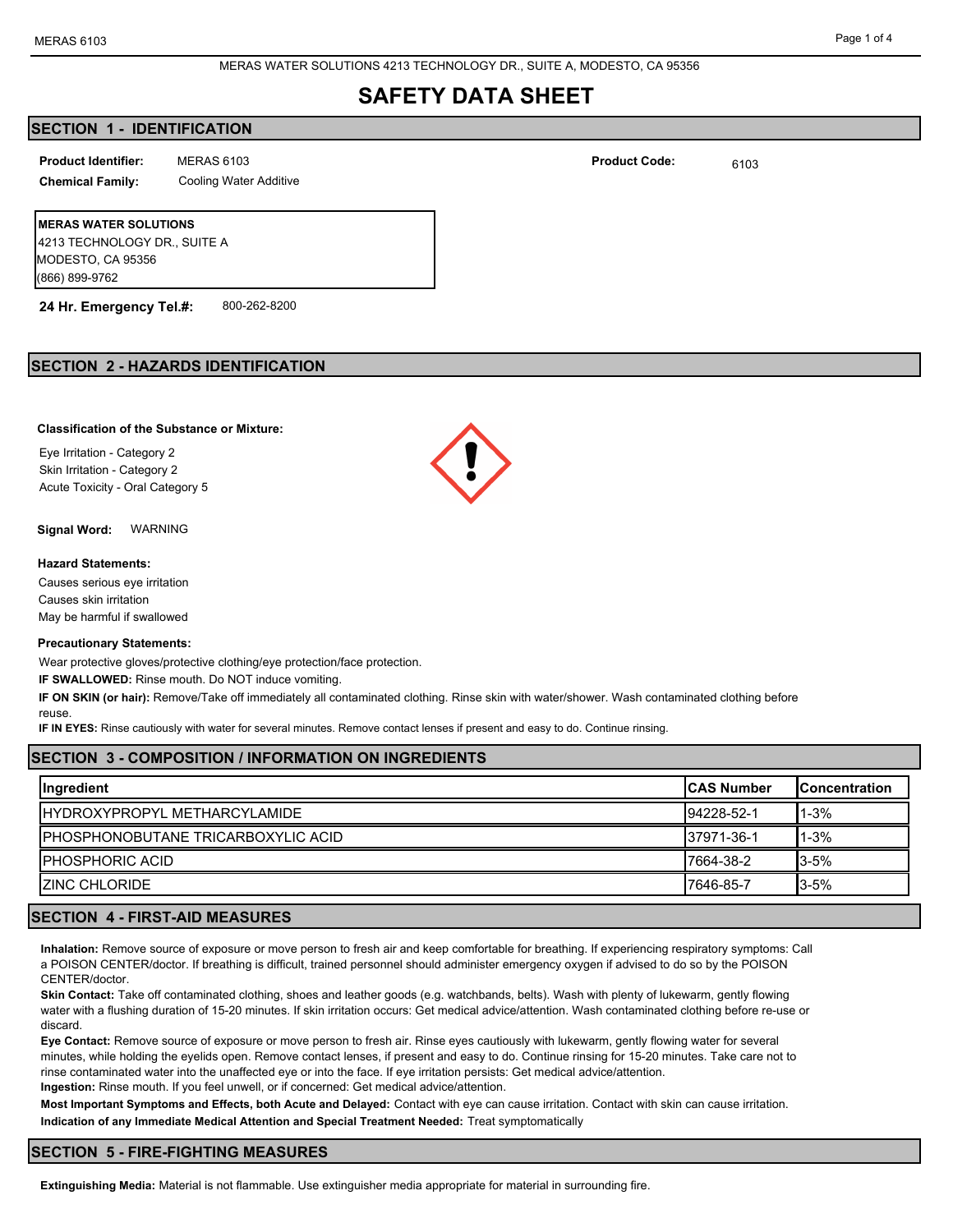MERAS WATER SOLUTIONS 4213 TECHNOLOGY DR., SUITE A, MODESTO, CA 95356

# SAFETY DATA SHEET

## SECTION 1 - IDENTIFICATION

**Product Identifier:** MERAS 6103

**Product Code:** 6103

**Chemical Family:** Cooling Water Additive

**MERAS WATER SOLUTIONS**
4213 TECHNOLOGY DR., SUITE A
MODESTO, CA 95356
(866) 899-9762

**24 Hr. Emergency Tel.#:** 800-262-8200

## SECTION 2 - HAZARDS IDENTIFICATION

**Classification of the Substance or Mixture:**

Eye Irritation - Category 2
Skin Irritation - Category 2
Acute Toxicity - Oral Category 5

**Signal Word:** WARNING

**Hazard Statements:**

Causes serious eye irritation
Causes skin irritation
May be harmful if swallowed

**Precautionary Statements:**

Wear protective gloves/protective clothing/eye protection/face protection.

**IF SWALLOWED:** Rinse mouth. Do NOT induce vomiting.

**IF ON SKIN (or hair):** Remove/Take off immediately all contaminated clothing. Rinse skin with water/shower. Wash contaminated clothing before reuse.

**IF IN EYES:** Rinse cautiously with water for several minutes. Remove contact lenses if present and easy to do. Continue rinsing.

## SECTION 3 - COMPOSITION / INFORMATION ON INGREDIENTS

| Ingredient | CAS Number | Concentration |
|---|---|---|
| HYDROXYPROPYL METHARCYLAMIDE | 94228-52-1 | 1-3% |
| PHOSPHONOBUTANE TRICARBOXYLIC ACID | 37971-36-1 | 1-3% |
| PHOSPHORIC ACID | 7664-38-2 | 3-5% |
| ZINC CHLORIDE | 7646-85-7 | 3-5% |

## SECTION 4 - FIRST-AID MEASURES

**Inhalation:** Remove source of exposure or move person to fresh air and keep comfortable for breathing. If experiencing respiratory symptoms: Call a POISON CENTER/doctor. If breathing is difficult, trained personnel should administer emergency oxygen if advised to do so by the POISON CENTER/doctor.

**Skin Contact:** Take off contaminated clothing, shoes and leather goods (e.g. watchbands, belts). Wash with plenty of lukewarm, gently flowing water with a flushing duration of 15-20 minutes. If skin irritation occurs: Get medical advice/attention. Wash contaminated clothing before re-use or discard.

**Eye Contact:** Remove source of exposure or move person to fresh air. Rinse eyes cautiously with lukewarm, gently flowing water for several minutes, while holding the eyelids open. Remove contact lenses, if present and easy to do. Continue rinsing for 15-20 minutes. Take care not to rinse contaminated water into the unaffected eye or into the face. If eye irritation persists: Get medical advice/attention.

**Ingestion:** Rinse mouth. If you feel unwell, or if concerned: Get medical advice/attention.

**Most Important Symptoms and Effects, both Acute and Delayed:** Contact with eye can cause irritation. Contact with skin can cause irritation.

**Indication of any Immediate Medical Attention and Special Treatment Needed:** Treat symptomatically

## SECTION 5 - FIRE-FIGHTING MEASURES

**Extinguishing Media:** Material is not flammable. Use extinguisher media appropriate for material in surrounding fire.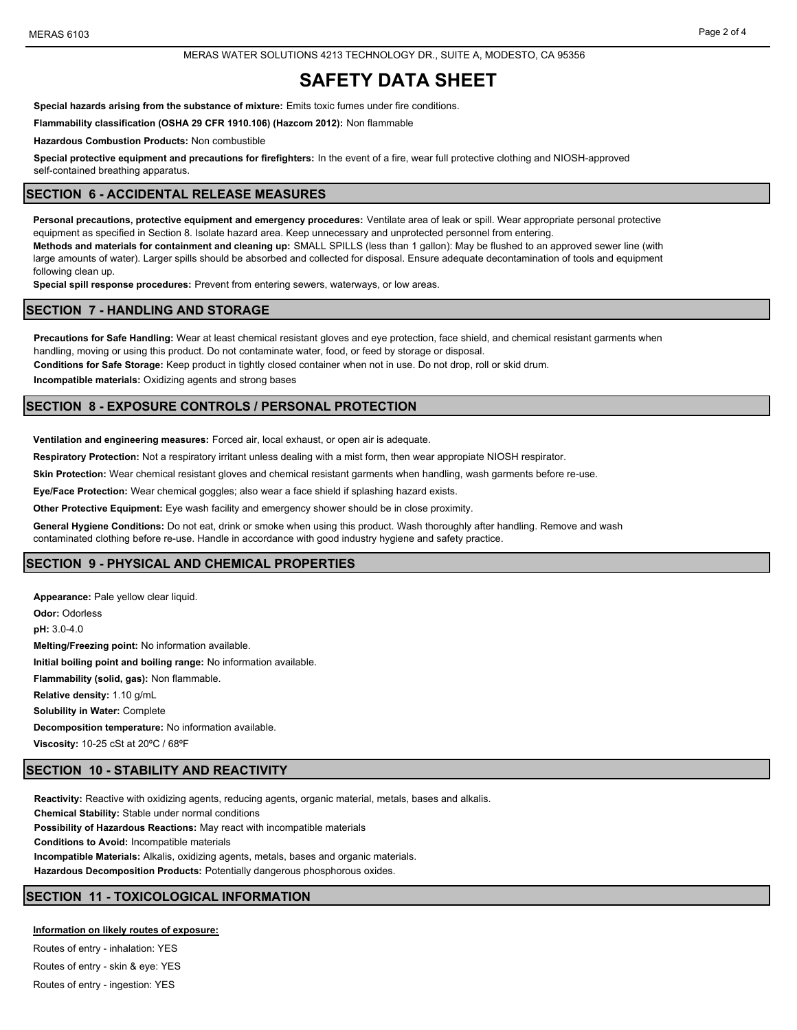# SAFETY DATA SHEET

**Special hazards arising from the substance of mixture:** Emits toxic fumes under fire conditions.

**Flammability classification (OSHA 29 CFR 1910.106) (Hazcom 2012):** Non flammable

**Hazardous Combustion Products:** Non combustible

**Special protective equipment and precautions for firefighters:** In the event of a fire, wear full protective clothing and NIOSH-approved self-contained breathing apparatus.

## SECTION 6 - ACCIDENTAL RELEASE MEASURES

**Personal precautions, protective equipment and emergency procedures:** Ventilate area of leak or spill. Wear appropriate personal protective equipment as specified in Section 8. Isolate hazard area. Keep unnecessary and unprotected personnel from entering.

**Methods and materials for containment and cleaning up:** SMALL SPILLS (less than 1 gallon): May be flushed to an approved sewer line (with large amounts of water). Larger spills should be absorbed and collected for disposal. Ensure adequate decontamination of tools and equipment following clean up.

**Special spill response procedures:** Prevent from entering sewers, waterways, or low areas.

## SECTION 7 - HANDLING AND STORAGE

**Precautions for Safe Handling:** Wear at least chemical resistant gloves and eye protection, face shield, and chemical resistant garments when handling, moving or using this product. Do not contaminate water, food, or feed by storage or disposal.

**Conditions for Safe Storage:** Keep product in tightly closed container when not in use. Do not drop, roll or skid drum.

**Incompatible materials:** Oxidizing agents and strong bases

## SECTION 8 - EXPOSURE CONTROLS / PERSONAL PROTECTION

**Ventilation and engineering measures:** Forced air, local exhaust, or open air is adequate.

**Respiratory Protection:** Not a respiratory irritant unless dealing with a mist form, then wear appropiate NIOSH respirator.

**Skin Protection:** Wear chemical resistant gloves and chemical resistant garments when handling, wash garments before re-use.

**Eye/Face Protection:** Wear chemical goggles; also wear a face shield if splashing hazard exists.

**Other Protective Equipment:** Eye wash facility and emergency shower should be in close proximity.

**General Hygiene Conditions:** Do not eat, drink or smoke when using this product. Wash thoroughly after handling. Remove and wash contaminated clothing before re-use. Handle in accordance with good industry hygiene and safety practice.

## SECTION 9 - PHYSICAL AND CHEMICAL PROPERTIES

**Appearance:** Pale yellow clear liquid.

**Odor:** Odorless

**pH:** 3.0-4.0

**Melting/Freezing point:** No information available.

**Initial boiling point and boiling range:** No information available.

**Flammability (solid, gas):** Non flammable.

**Relative density:** 1.10 g/mL

**Solubility in Water:** Complete

**Decomposition temperature:** No information available.

**Viscosity:** 10-25 cSt at 20ºC / 68ºF

## SECTION 10 - STABILITY AND REACTIVITY

**Reactivity:** Reactive with oxidizing agents, reducing agents, organic material, metals, bases and alkalis.

**Chemical Stability:** Stable under normal conditions

**Possibility of Hazardous Reactions:** May react with incompatible materials

**Conditions to Avoid:** Incompatible materials

**Incompatible Materials:** Alkalis, oxidizing agents, metals, bases and organic materials.

**Hazardous Decomposition Products:** Potentially dangerous phosphorous oxides.

## SECTION 11 - TOXICOLOGICAL INFORMATION

**Information on likely routes of exposure:**

Routes of entry - inhalation: YES

Routes of entry - skin & eye: YES

Routes of entry - ingestion: YES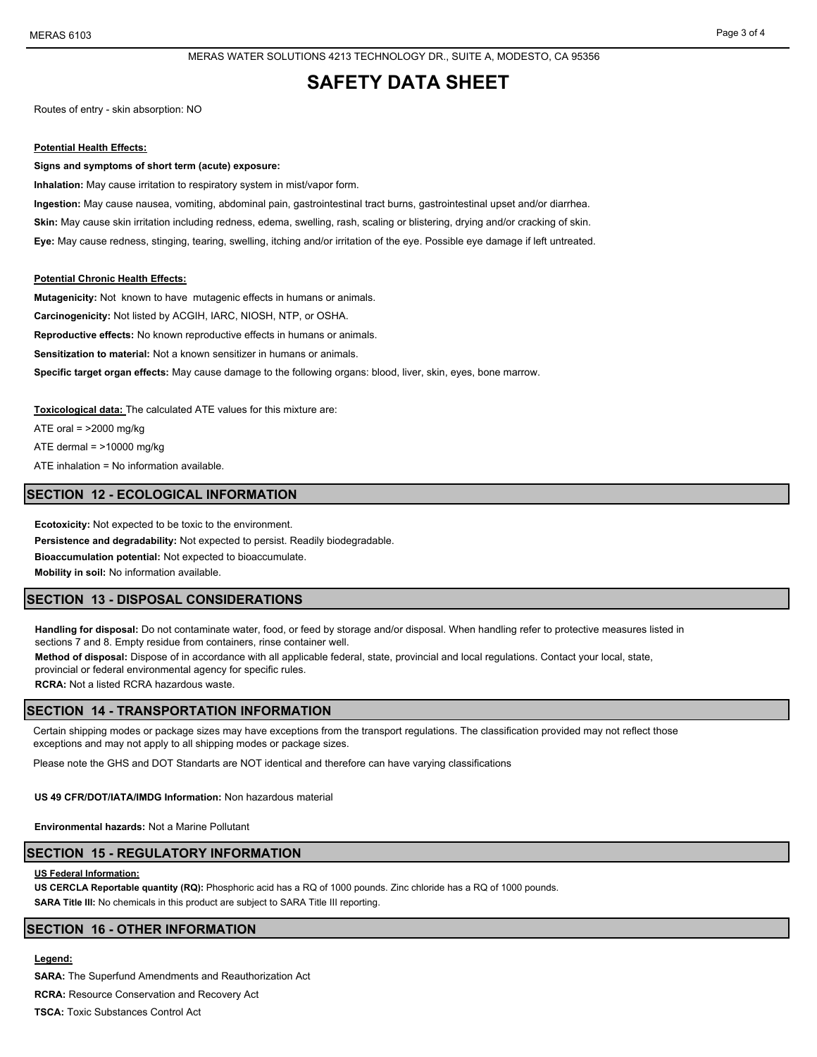MERAS WATER SOLUTIONS 4213 TECHNOLOGY DR., SUITE A, MODESTO, CA 95356

# SAFETY DATA SHEET

Routes of entry - skin absorption: NO

**Potential Health Effects:**

**Signs and symptoms of short term (acute) exposure:**

**Inhalation:** May cause irritation to respiratory system in mist/vapor form.

**Ingestion:** May cause nausea, vomiting, abdominal pain, gastrointestinal tract burns, gastrointestinal upset and/or diarrhea.

**Skin:** May cause skin irritation including redness, edema, swelling, rash, scaling or blistering, drying and/or cracking of skin.

**Eye:** May cause redness, stinging, tearing, swelling, itching and/or irritation of the eye. Possible eye damage if left untreated.

**Potential Chronic Health Effects:**

**Mutagenicity:** Not known to have mutagenic effects in humans or animals.

**Carcinogenicity:** Not listed by ACGIH, IARC, NIOSH, NTP, or OSHA.

**Reproductive effects:** No known reproductive effects in humans or animals.

**Sensitization to material:** Not a known sensitizer in humans or animals.

**Specific target organ effects:** May cause damage to the following organs: blood, liver, skin, eyes, bone marrow.

**Toxicological data:** The calculated ATE values for this mixture are:

ATE oral = >2000 mg/kg

ATE dermal = >10000 mg/kg

ATE inhalation = No information available.

## SECTION 12 - ECOLOGICAL INFORMATION

**Ecotoxicity:** Not expected to be toxic to the environment.

**Persistence and degradability:** Not expected to persist. Readily biodegradable.

**Bioaccumulation potential:** Not expected to bioaccumulate.

**Mobility in soil:** No information available.

## SECTION 13 - DISPOSAL CONSIDERATIONS

**Handling for disposal:** Do not contaminate water, food, or feed by storage and/or disposal. When handling refer to protective measures listed in sections 7 and 8. Empty residue from containers, rinse container well.

**Method of disposal:** Dispose of in accordance with all applicable federal, state, provincial and local regulations. Contact your local, state, provincial or federal environmental agency for specific rules.

**RCRA:** Not a listed RCRA hazardous waste.

## SECTION 14 - TRANSPORTATION INFORMATION

Certain shipping modes or package sizes may have exceptions from the transport regulations. The classification provided may not reflect those exceptions and may not apply to all shipping modes or package sizes.

Please note the GHS and DOT Standarts are NOT identical and therefore can have varying classifications

**US 49 CFR/DOT/IATA/IMDG Information:** Non hazardous material

**Environmental hazards:** Not a Marine Pollutant

## SECTION 15 - REGULATORY INFORMATION

**US Federal Information:**

**US CERCLA Reportable quantity (RQ):** Phosphoric acid has a RQ of 1000 pounds. Zinc chloride has a RQ of 1000 pounds.

**SARA Title III:** No chemicals in this product are subject to SARA Title III reporting.

## SECTION 16 - OTHER INFORMATION

**Legend:**

**SARA:** The Superfund Amendments and Reauthorization Act

**RCRA:** Resource Conservation and Recovery Act

**TSCA:** Toxic Substances Control Act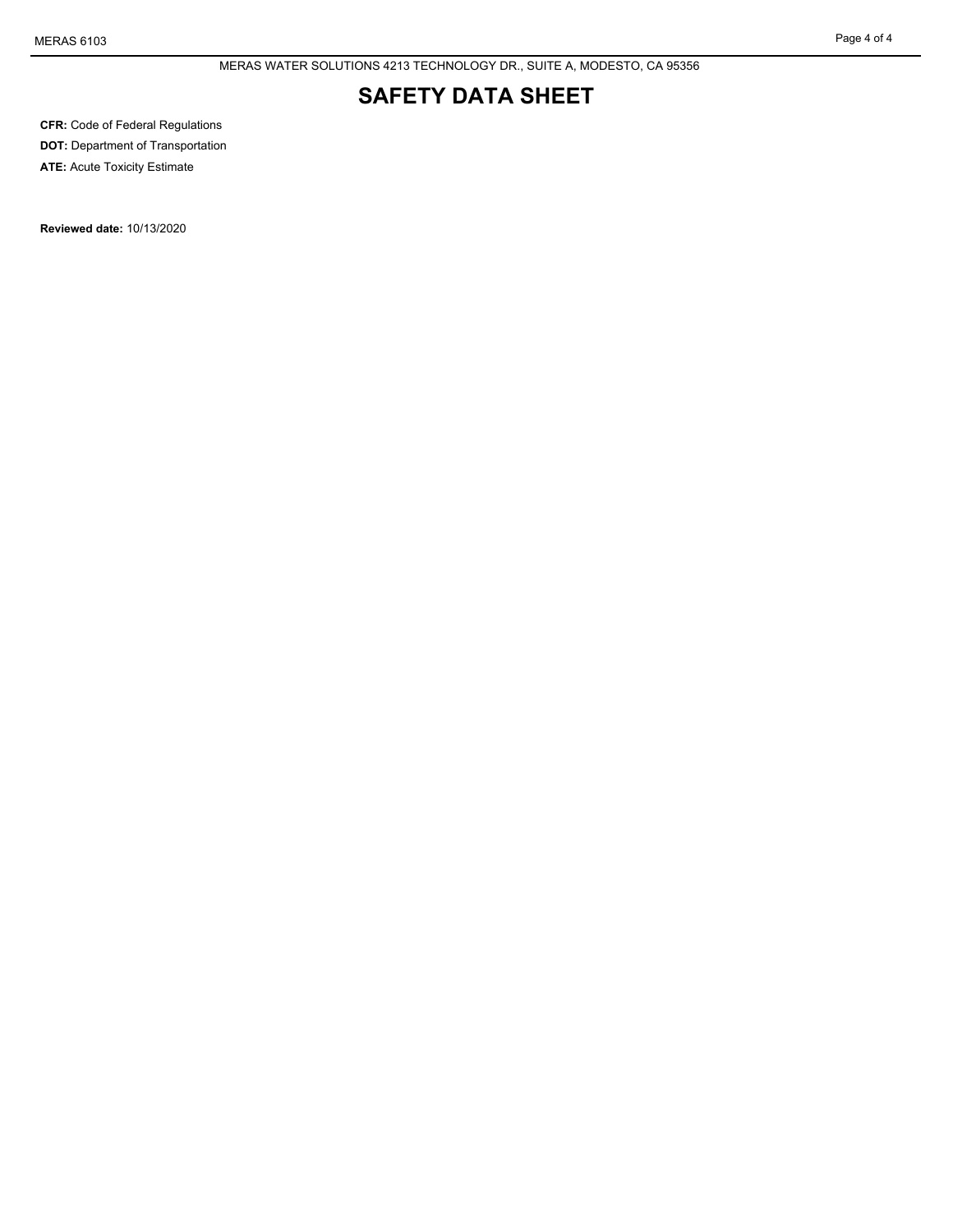**CFR:** Code of Federal Regulations

**DOT:** Department of Transportation

**ATE:** Acute Toxicity Estimate

**Reviewed date:** 10/13/2020